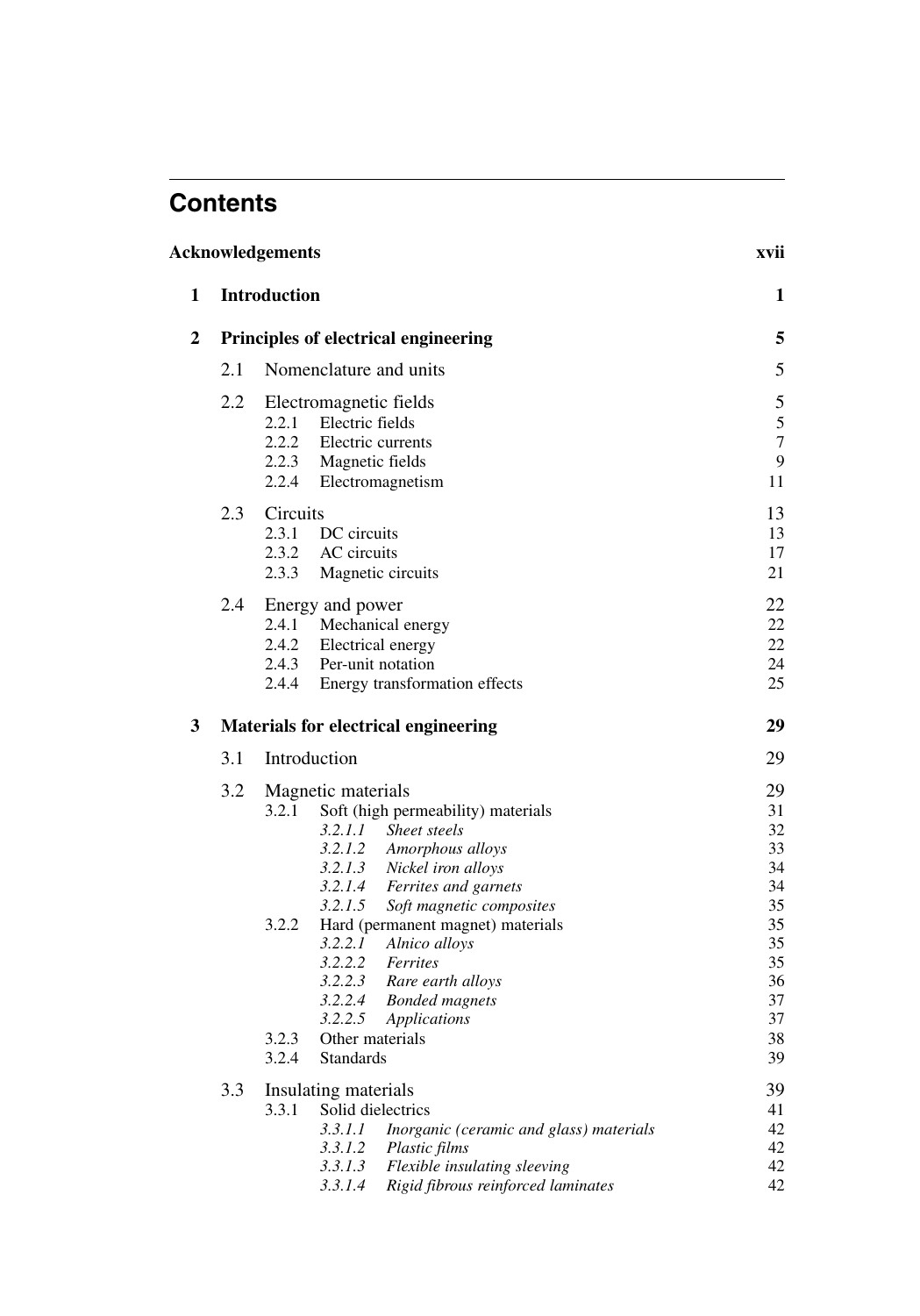# Contents

| | | |
|---|---|---|
| **Acknowledgements** | | **xvii** |
| **1** | **Introduction** | **1** |
| **2** | **Principles of electrical engineering** | **5** |
| | 2.1 Nomenclature and units | 5 |
| | 2.2 Electromagnetic fields | 5 |
| | 2.2.1 Electric fields | 5 |
| | 2.2.2 Electric currents | 7 |
| | 2.2.3 Magnetic fields | 9 |
| | 2.2.4 Electromagnetism | 11 |
| | 2.3 Circuits | 13 |
| | 2.3.1 DC circuits | 13 |
| | 2.3.2 AC circuits | 17 |
| | 2.3.3 Magnetic circuits | 21 |
| | 2.4 Energy and power | 22 |
| | 2.4.1 Mechanical energy | 22 |
| | 2.4.2 Electrical energy | 22 |
| | 2.4.3 Per-unit notation | 24 |
| | 2.4.4 Energy transformation effects | 25 |
| **3** | **Materials for electrical engineering** | **29** |
| | 3.1 Introduction | 29 |
| | 3.2 Magnetic materials | 29 |
| | 3.2.1 Soft (high permeability) materials | 31 |
| | *3.2.1.1 Sheet steels* | 32 |
| | *3.2.1.2 Amorphous alloys* | 33 |
| | *3.2.1.3 Nickel iron alloys* | 34 |
| | *3.2.1.4 Ferrites and garnets* | 34 |
| | *3.2.1.5 Soft magnetic composites* | 35 |
| | 3.2.2 Hard (permanent magnet) materials | 35 |
| | *3.2.2.1 Alnico alloys* | 35 |
| | *3.2.2.2 Ferrites* | 35 |
| | *3.2.2.3 Rare earth alloys* | 36 |
| | *3.2.2.4 Bonded magnets* | 37 |
| | *3.2.2.5 Applications* | 37 |
| | 3.2.3 Other materials | 38 |
| | 3.2.4 Standards | 39 |
| | 3.3 Insulating materials | 39 |
| | 3.3.1 Solid dielectrics | 41 |
| | *3.3.1.1 Inorganic (ceramic and glass) materials* | 42 |
| | *3.3.1.2 Plastic films* | 42 |
| | *3.3.1.3 Flexible insulating sleeving* | 42 |
| | *3.3.1.4 Rigid fibrous reinforced laminates* | 42 |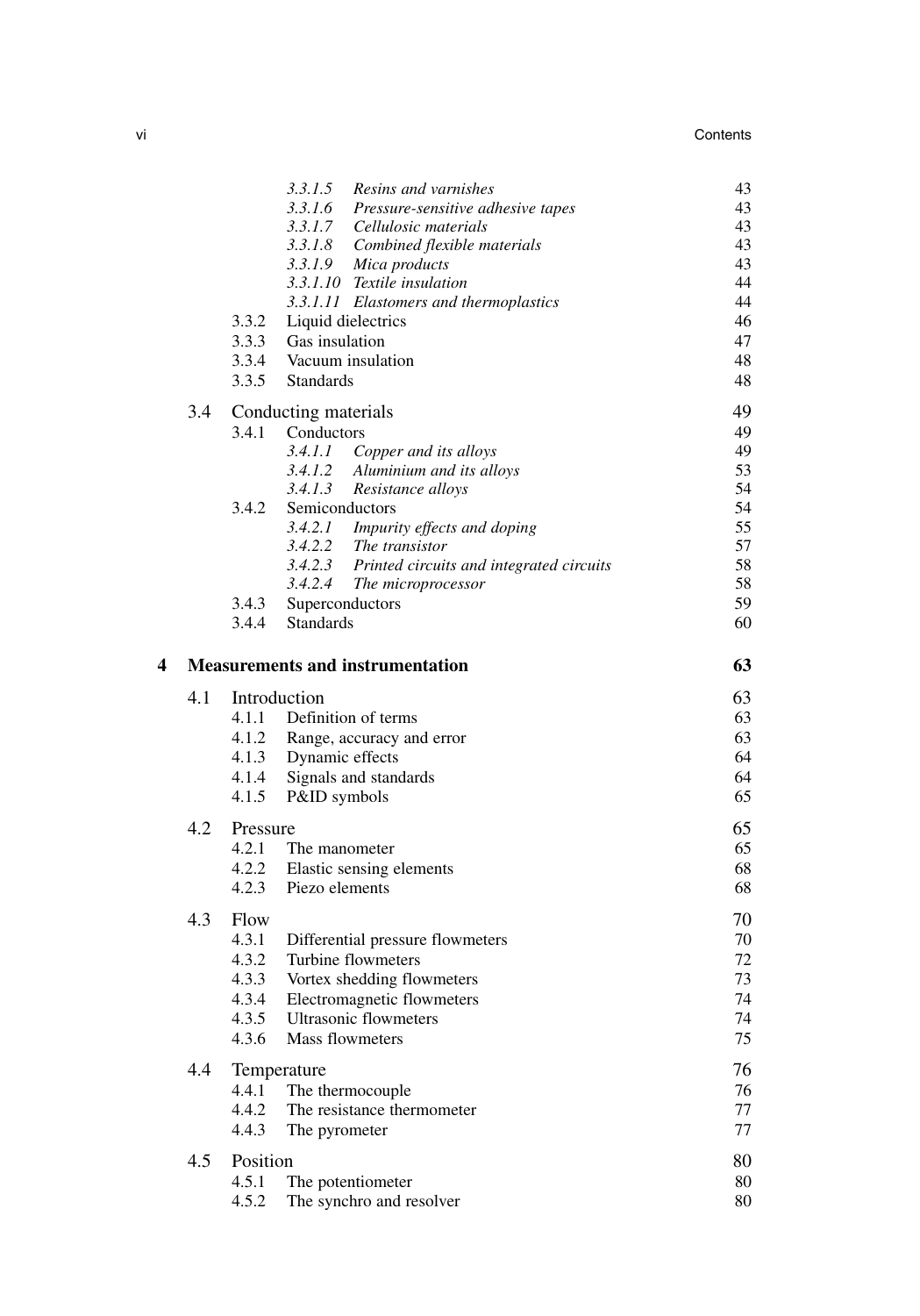| | | | |
|---|---|---|---|
| | | *3.3.1.5 Resins and varnishes* | 43 |
| | | *3.3.1.6 Pressure-sensitive adhesive tapes* | 43 |
| | | *3.3.1.7 Cellulosic materials* | 43 |
| | | *3.3.1.8 Combined flexible materials* | 43 |
| | | *3.3.1.9 Mica products* | 43 |
| | | *3.3.1.10 Textile insulation* | 44 |
| | | *3.3.1.11 Elastomers and thermoplastics* | 44 |
| | 3.3.2 | Liquid dielectrics | 46 |
| | 3.3.3 | Gas insulation | 47 |
| | 3.3.4 | Vacuum insulation | 48 |
| | 3.3.5 | Standards | 48 |
| 3.4 | Conducting materials | | 49 |
| | 3.4.1 | Conductors | 49 |
| | | *3.4.1.1 Copper and its alloys* | 49 |
| | | *3.4.1.2 Aluminium and its alloys* | 53 |
| | | *3.4.1.3 Resistance alloys* | 54 |
| | 3.4.2 | Semiconductors | 54 |
| | | *3.4.2.1 Impurity effects and doping* | 55 |
| | | *3.4.2.2 The transistor* | 57 |
| | | *3.4.2.3 Printed circuits and integrated circuits* | 58 |
| | | *3.4.2.4 The microprocessor* | 58 |
| | 3.4.3 | Superconductors | 59 |
| | 3.4.4 | Standards | 60 |

**4 Measurements and instrumentation** **63**

| | | | |
|---|---|---|---|
| 4.1 | Introduction | | 63 |
| | 4.1.1 | Definition of terms | 63 |
| | 4.1.2 | Range, accuracy and error | 63 |
| | 4.1.3 | Dynamic effects | 64 |
| | 4.1.4 | Signals and standards | 64 |
| | 4.1.5 | P&ID symbols | 65 |
| 4.2 | Pressure | | 65 |
| | 4.2.1 | The manometer | 65 |
| | 4.2.2 | Elastic sensing elements | 68 |
| | 4.2.3 | Piezo elements | 68 |
| 4.3 | Flow | | 70 |
| | 4.3.1 | Differential pressure flowmeters | 70 |
| | 4.3.2 | Turbine flowmeters | 72 |
| | 4.3.3 | Vortex shedding flowmeters | 73 |
| | 4.3.4 | Electromagnetic flowmeters | 74 |
| | 4.3.5 | Ultrasonic flowmeters | 74 |
| | 4.3.6 | Mass flowmeters | 75 |
| 4.4 | Temperature | | 76 |
| | 4.4.1 | The thermocouple | 76 |
| | 4.4.2 | The resistance thermometer | 77 |
| | 4.4.3 | The pyrometer | 77 |
| 4.5 | Position | | 80 |
| | 4.5.1 | The potentiometer | 80 |
| | 4.5.2 | The synchro and resolver | 80 |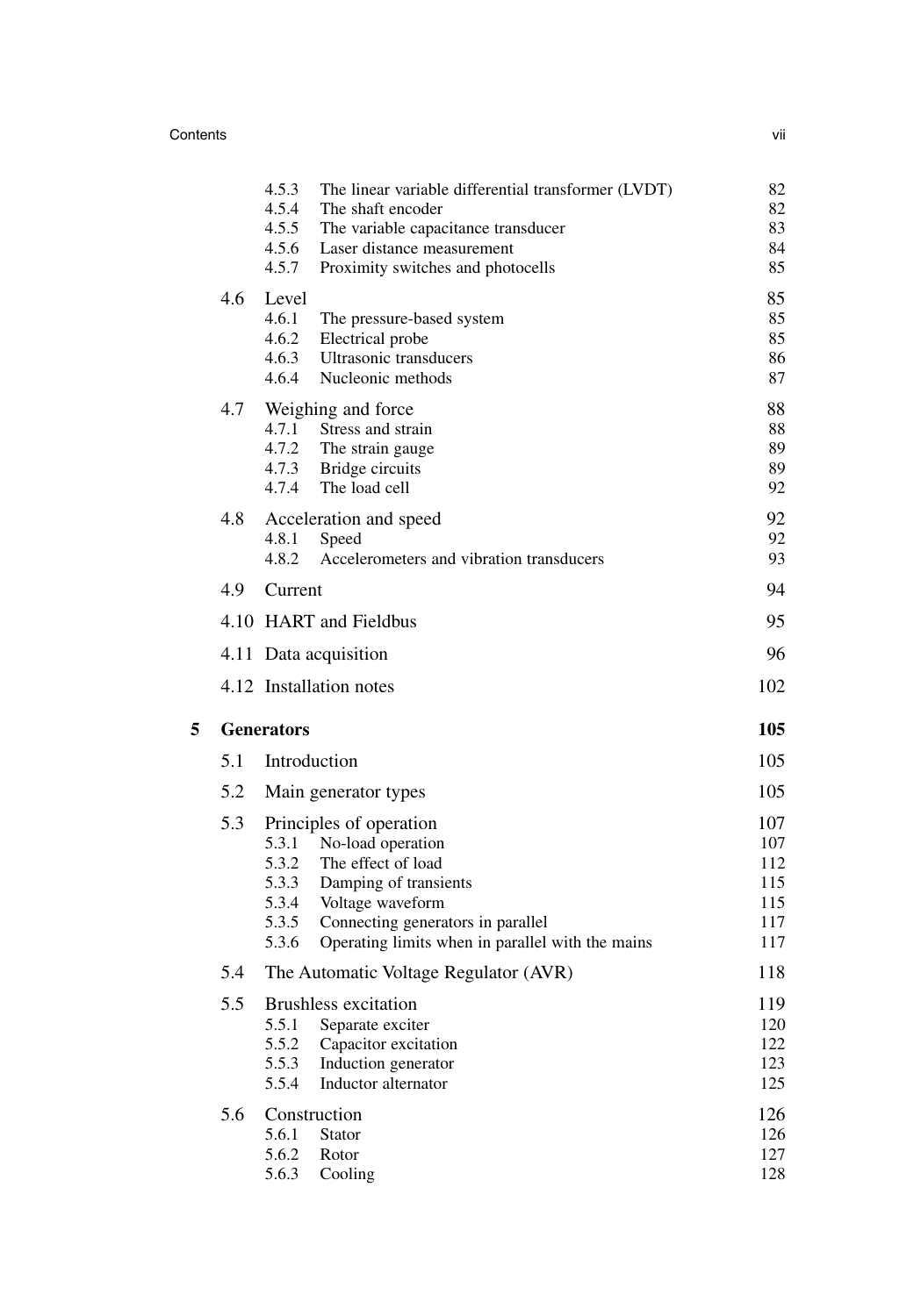| | | | |
|---|---|---|---|
| | 4.5.3 | The linear variable differential transformer (LVDT) | 82 |
| | 4.5.4 | The shaft encoder | 82 |
| | 4.5.5 | The variable capacitance transducer | 83 |
| | 4.5.6 | Laser distance measurement | 84 |
| | 4.5.7 | Proximity switches and photocells | 85 |
| 4.6 | Level | | 85 |
| | 4.6.1 | The pressure-based system | 85 |
| | 4.6.2 | Electrical probe | 85 |
| | 4.6.3 | Ultrasonic transducers | 86 |
| | 4.6.4 | Nucleonic methods | 87 |
| 4.7 | Weighing and force | | 88 |
| | 4.7.1 | Stress and strain | 88 |
| | 4.7.2 | The strain gauge | 89 |
| | 4.7.3 | Bridge circuits | 89 |
| | 4.7.4 | The load cell | 92 |
| 4.8 | Acceleration and speed | | 92 |
| | 4.8.1 | Speed | 92 |
| | 4.8.2 | Accelerometers and vibration transducers | 93 |
| 4.9 | Current | | 94 |
| 4.10 | HART and Fieldbus | | 95 |
| 4.11 | Data acquisition | | 96 |
| 4.12 | Installation notes | | 102 |

**5 Generators** **105**

| | | | |
|---|---|---|---|
| 5.1 | Introduction | | 105 |
| 5.2 | Main generator types | | 105 |
| 5.3 | Principles of operation | | 107 |
| | 5.3.1 | No-load operation | 107 |
| | 5.3.2 | The effect of load | 112 |
| | 5.3.3 | Damping of transients | 115 |
| | 5.3.4 | Voltage waveform | 115 |
| | 5.3.5 | Connecting generators in parallel | 117 |
| | 5.3.6 | Operating limits when in parallel with the mains | 117 |
| 5.4 | The Automatic Voltage Regulator (AVR) | | 118 |
| 5.5 | Brushless excitation | | 119 |
| | 5.5.1 | Separate exciter | 120 |
| | 5.5.2 | Capacitor excitation | 122 |
| | 5.5.3 | Induction generator | 123 |
| | 5.5.4 | Inductor alternator | 125 |
| 5.6 | Construction | | 126 |
| | 5.6.1 | Stator | 126 |
| | 5.6.2 | Rotor | 127 |
| | 5.6.3 | Cooling | 128 |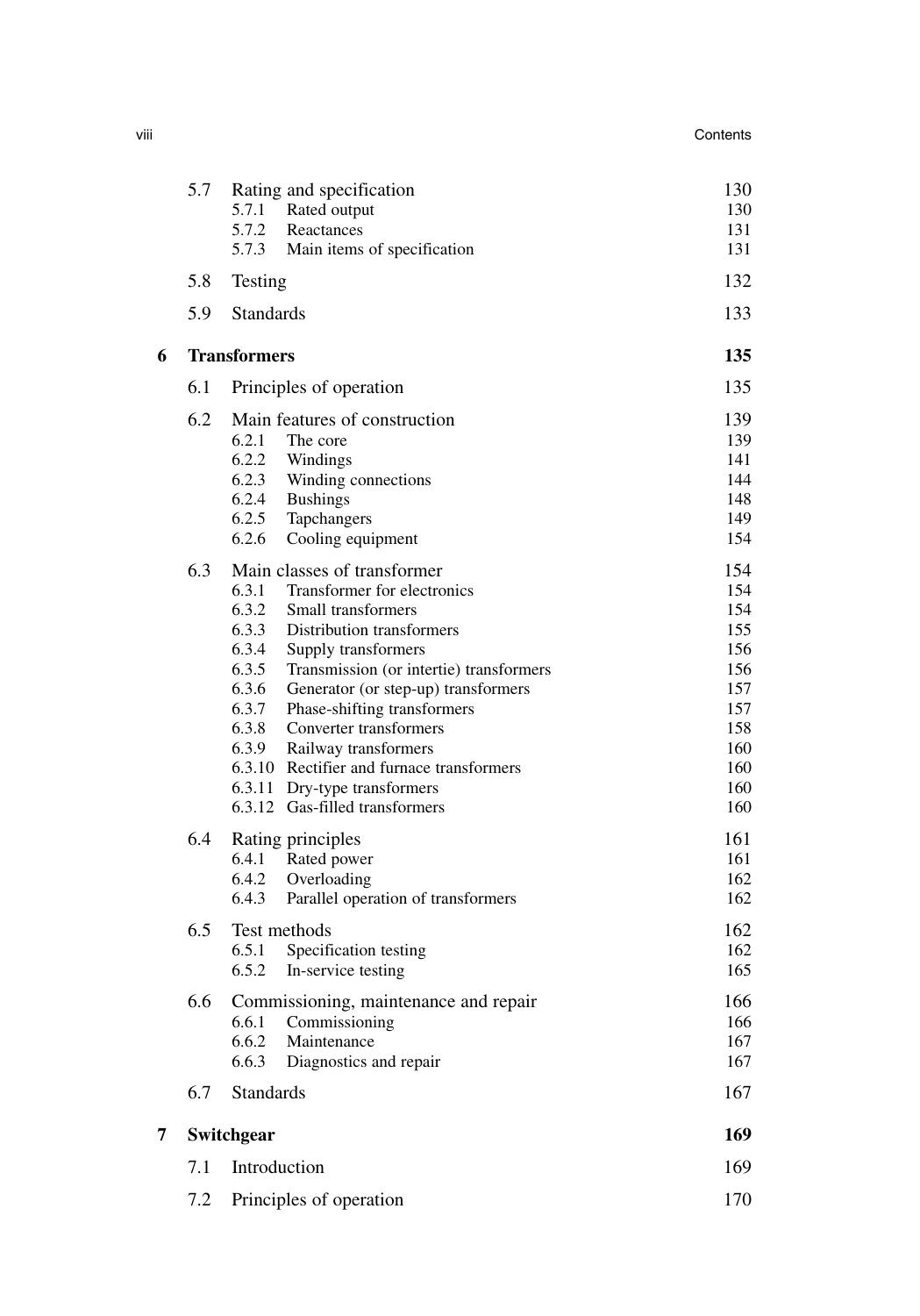| | | |
|---|---|---|
| 5.7 | Rating and specification | 130 |
| | 5.7.1 Rated output | 130 |
| | 5.7.2 Reactances | 131 |
| | 5.7.3 Main items of specification | 131 |
| 5.8 | Testing | 132 |
| 5.9 | Standards | 133 |
| **6** | **Transformers** | **135** |
| 6.1 | Principles of operation | 135 |
| 6.2 | Main features of construction | 139 |
| | 6.2.1 The core | 139 |
| | 6.2.2 Windings | 141 |
| | 6.2.3 Winding connections | 144 |
| | 6.2.4 Bushings | 148 |
| | 6.2.5 Tapchangers | 149 |
| | 6.2.6 Cooling equipment | 154 |
| 6.3 | Main classes of transformer | 154 |
| | 6.3.1 Transformer for electronics | 154 |
| | 6.3.2 Small transformers | 154 |
| | 6.3.3 Distribution transformers | 155 |
| | 6.3.4 Supply transformers | 156 |
| | 6.3.5 Transmission (or intertie) transformers | 156 |
| | 6.3.6 Generator (or step-up) transformers | 157 |
| | 6.3.7 Phase-shifting transformers | 157 |
| | 6.3.8 Converter transformers | 158 |
| | 6.3.9 Railway transformers | 160 |
| | 6.3.10 Rectifier and furnace transformers | 160 |
| | 6.3.11 Dry-type transformers | 160 |
| | 6.3.12 Gas-filled transformers | 160 |
| 6.4 | Rating principles | 161 |
| | 6.4.1 Rated power | 161 |
| | 6.4.2 Overloading | 162 |
| | 6.4.3 Parallel operation of transformers | 162 |
| 6.5 | Test methods | 162 |
| | 6.5.1 Specification testing | 162 |
| | 6.5.2 In-service testing | 165 |
| 6.6 | Commissioning, maintenance and repair | 166 |
| | 6.6.1 Commissioning | 166 |
| | 6.6.2 Maintenance | 167 |
| | 6.6.3 Diagnostics and repair | 167 |
| 6.7 | Standards | 167 |
| **7** | **Switchgear** | **169** |
| 7.1 | Introduction | 169 |
| 7.2 | Principles of operation | 170 |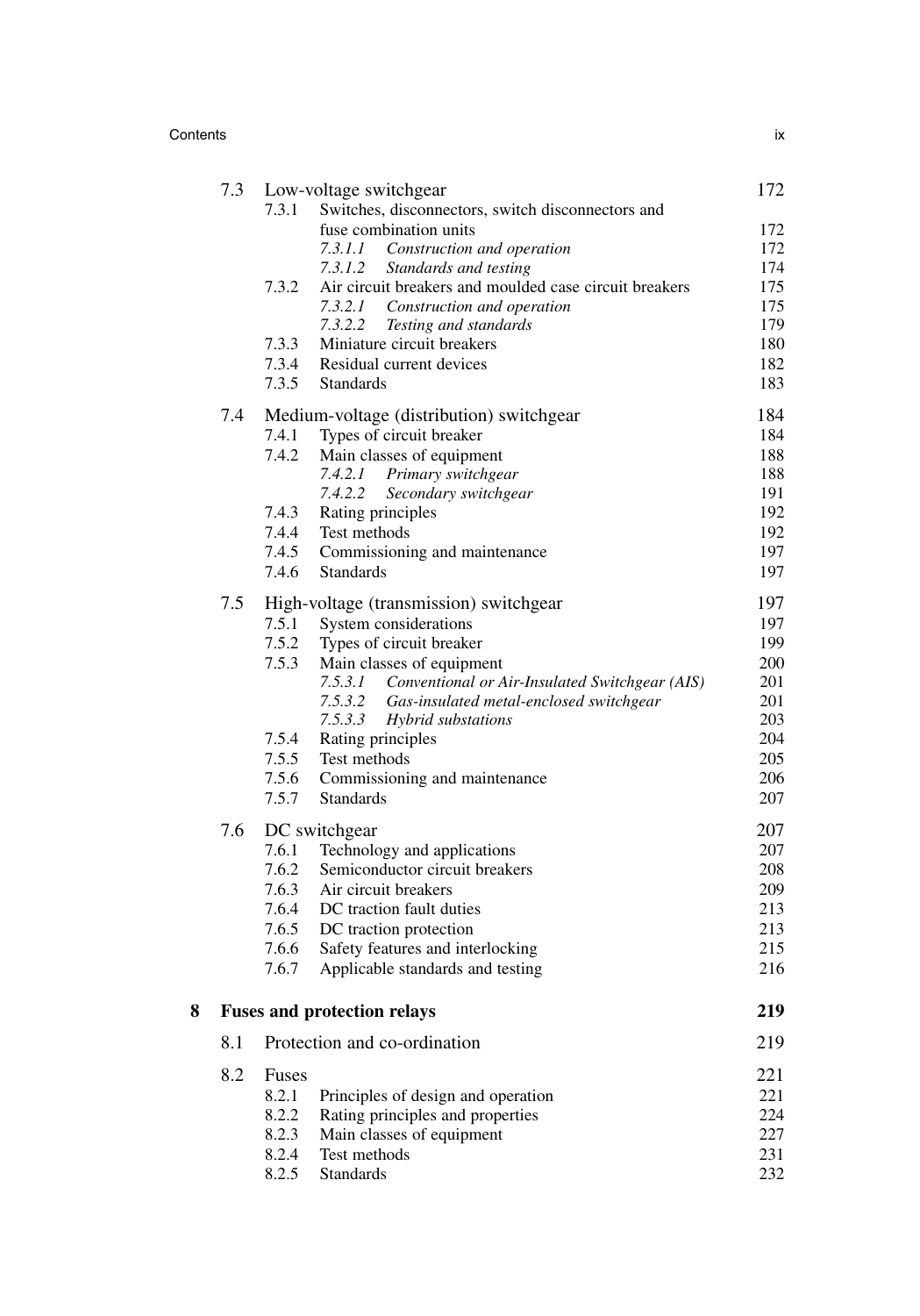7.3 Low-voltage switchgear 172
- 7.3.1 Switches, disconnectors, switch disconnectors and fuse combination units 172
  - *7.3.1.1 Construction and operation* 172
  - *7.3.1.2 Standards and testing* 174
- 7.3.2 Air circuit breakers and moulded case circuit breakers 175
  - *7.3.2.1 Construction and operation* 175
  - *7.3.2.2 Testing and standards* 179
- 7.3.3 Miniature circuit breakers 180
- 7.3.4 Residual current devices 182
- 7.3.5 Standards 183

7.4 Medium-voltage (distribution) switchgear 184
- 7.4.1 Types of circuit breaker 184
- 7.4.2 Main classes of equipment 188
  - *7.4.2.1 Primary switchgear* 188
  - *7.4.2.2 Secondary switchgear* 191
- 7.4.3 Rating principles 192
- 7.4.4 Test methods 192
- 7.4.5 Commissioning and maintenance 197
- 7.4.6 Standards 197

7.5 High-voltage (transmission) switchgear 197
- 7.5.1 System considerations 197
- 7.5.2 Types of circuit breaker 199
- 7.5.3 Main classes of equipment 200
  - *7.5.3.1 Conventional or Air-Insulated Switchgear (AIS)* 201
  - *7.5.3.2 Gas-insulated metal-enclosed switchgear* 201
  - *7.5.3.3 Hybrid substations* 203
- 7.5.4 Rating principles 204
- 7.5.5 Test methods 205
- 7.5.6 Commissioning and maintenance 206
- 7.5.7 Standards 207

7.6 DC switchgear 207
- 7.6.1 Technology and applications 207
- 7.6.2 Semiconductor circuit breakers 208
- 7.6.3 Air circuit breakers 209
- 7.6.4 DC traction fault duties 213
- 7.6.5 DC traction protection 213
- 7.6.6 Safety features and interlocking 215
- 7.6.7 Applicable standards and testing 216

**8 Fuses and protection relays 219**

8.1 Protection and co-ordination 219

8.2 Fuses 221
- 8.2.1 Principles of design and operation 221
- 8.2.2 Rating principles and properties 224
- 8.2.3 Main classes of equipment 227
- 8.2.4 Test methods 231
- 8.2.5 Standards 232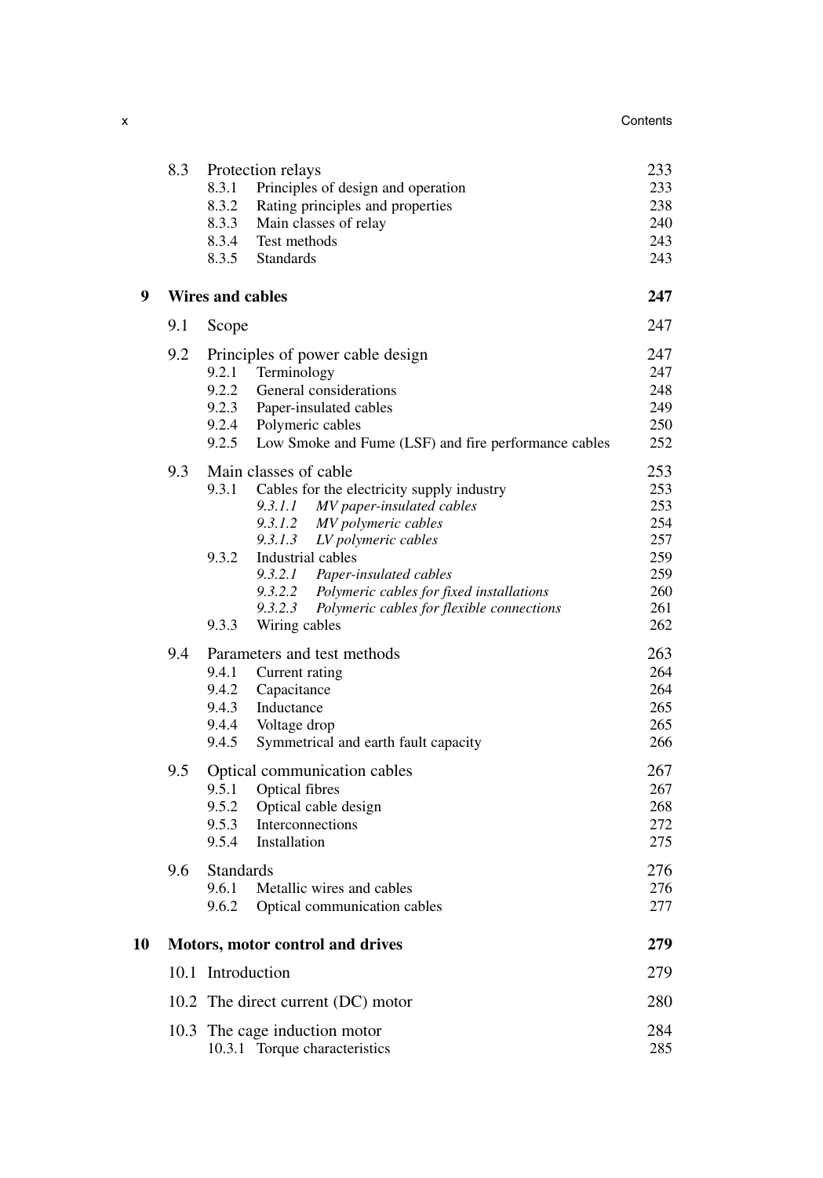| | | | |
|---|---|---|---|
| 8.3 | Protection relays | | 233 |
| | 8.3.1 | Principles of design and operation | 233 |
| | 8.3.2 | Rating principles and properties | 238 |
| | 8.3.3 | Main classes of relay | 240 |
| | 8.3.4 | Test methods | 243 |
| | 8.3.5 | Standards | 243 |

**9 Wires and cables** **247**

| | | | |
|---|---|---|---|
| 9.1 | Scope | | 247 |
| 9.2 | Principles of power cable design | | 247 |
| | 9.2.1 | Terminology | 247 |
| | 9.2.2 | General considerations | 248 |
| | 9.2.3 | Paper-insulated cables | 249 |
| | 9.2.4 | Polymeric cables | 250 |
| | 9.2.5 | Low Smoke and Fume (LSF) and fire performance cables | 252 |
| 9.3 | Main classes of cable | | 253 |
| | 9.3.1 | Cables for the electricity supply industry | 253 |
| | | *9.3.1.1 MV paper-insulated cables* | 253 |
| | | *9.3.1.2 MV polymeric cables* | 254 |
| | | *9.3.1.3 LV polymeric cables* | 257 |
| | 9.3.2 | Industrial cables | 259 |
| | | *9.3.2.1 Paper-insulated cables* | 259 |
| | | *9.3.2.2 Polymeric cables for fixed installations* | 260 |
| | | *9.3.2.3 Polymeric cables for flexible connections* | 261 |
| | 9.3.3 | Wiring cables | 262 |
| 9.4 | Parameters and test methods | | 263 |
| | 9.4.1 | Current rating | 264 |
| | 9.4.2 | Capacitance | 264 |
| | 9.4.3 | Inductance | 265 |
| | 9.4.4 | Voltage drop | 265 |
| | 9.4.5 | Symmetrical and earth fault capacity | 266 |
| 9.5 | Optical communication cables | | 267 |
| | 9.5.1 | Optical fibres | 267 |
| | 9.5.2 | Optical cable design | 268 |
| | 9.5.3 | Interconnections | 272 |
| | 9.5.4 | Installation | 275 |
| 9.6 | Standards | | 276 |
| | 9.6.1 | Metallic wires and cables | 276 |
| | 9.6.2 | Optical communication cables | 277 |

**10 Motors, motor control and drives** **279**

| | | | |
|---|---|---|---|
| 10.1 | Introduction | | 279 |
| 10.2 | The direct current (DC) motor | | 280 |
| 10.3 | The cage induction motor | | 284 |
| | 10.3.1 | Torque characteristics | 285 |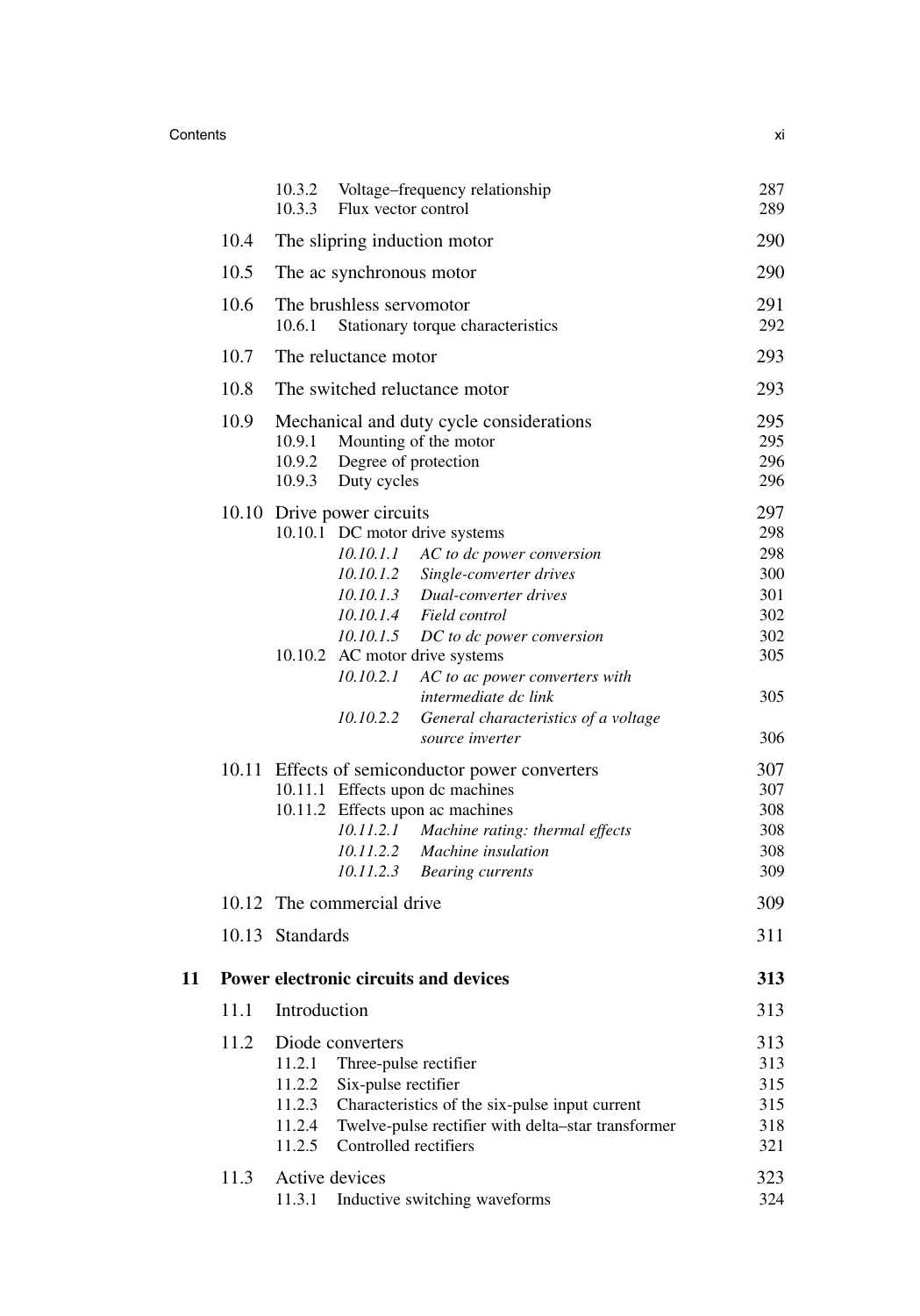| | | | |
|---|---|---|---|
| | 10.3.2 | Voltage–frequency relationship | 287 |
| | 10.3.3 | Flux vector control | 289 |
| 10.4 | The slipring induction motor | | 290 |
| 10.5 | The ac synchronous motor | | 290 |
| 10.6 | The brushless servomotor | | 291 |
| | 10.6.1 | Stationary torque characteristics | 292 |
| 10.7 | The reluctance motor | | 293 |
| 10.8 | The switched reluctance motor | | 293 |
| 10.9 | Mechanical and duty cycle considerations | | 295 |
| | 10.9.1 | Mounting of the motor | 295 |
| | 10.9.2 | Degree of protection | 296 |
| | 10.9.3 | Duty cycles | 296 |
| 10.10 | Drive power circuits | | 297 |
| | 10.10.1 | DC motor drive systems | 298 |
| | | *10.10.1.1 AC to dc power conversion* | 298 |
| | | *10.10.1.2 Single-converter drives* | 300 |
| | | *10.10.1.3 Dual-converter drives* | 301 |
| | | *10.10.1.4 Field control* | 302 |
| | | *10.10.1.5 DC to dc power conversion* | 302 |
| | 10.10.2 | AC motor drive systems | 305 |
| | | *10.10.2.1 AC to ac power converters with intermediate dc link* | 305 |
| | | *10.10.2.2 General characteristics of a voltage source inverter* | 306 |
| 10.11 | Effects of semiconductor power converters | | 307 |
| | 10.11.1 | Effects upon dc machines | 307 |
| | 10.11.2 | Effects upon ac machines | 308 |
| | | *10.11.2.1 Machine rating: thermal effects* | 308 |
| | | *10.11.2.2 Machine insulation* | 308 |
| | | *10.11.2.3 Bearing currents* | 309 |
| 10.12 | The commercial drive | | 309 |
| 10.13 | Standards | | 311 |

**11 Power electronic circuits and devices — 313**

| | | | |
|---|---|---|---|
| 11.1 | Introduction | | 313 |
| 11.2 | Diode converters | | 313 |
| | 11.2.1 | Three-pulse rectifier | 313 |
| | 11.2.2 | Six-pulse rectifier | 315 |
| | 11.2.3 | Characteristics of the six-pulse input current | 315 |
| | 11.2.4 | Twelve-pulse rectifier with delta–star transformer | 318 |
| | 11.2.5 | Controlled rectifiers | 321 |
| 11.3 | Active devices | | 323 |
| | 11.3.1 | Inductive switching waveforms | 324 |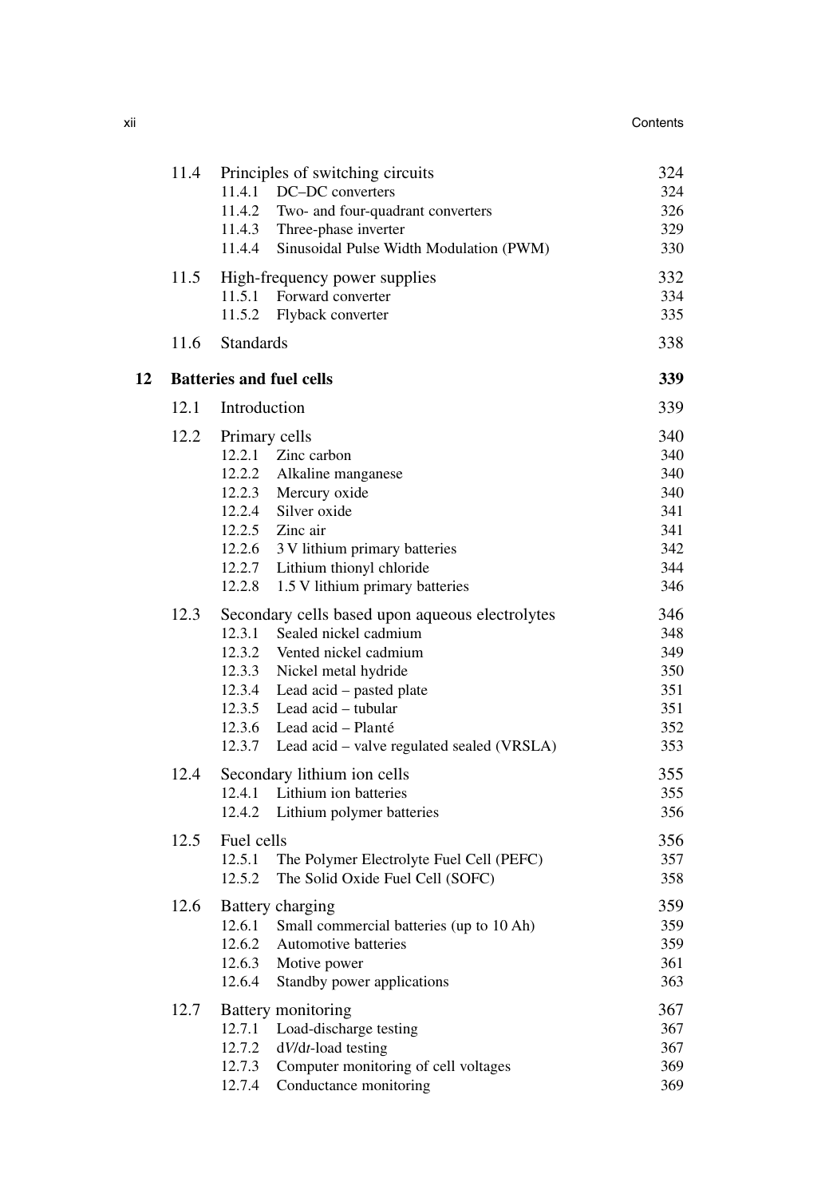| | | | |
|---|---|---|---|
| 11.4 | Principles of switching circuits | | 324 |
| | 11.4.1 | DC–DC converters | 324 |
| | 11.4.2 | Two- and four-quadrant converters | 326 |
| | 11.4.3 | Three-phase inverter | 329 |
| | 11.4.4 | Sinusoidal Pulse Width Modulation (PWM) | 330 |
| 11.5 | High-frequency power supplies | | 332 |
| | 11.5.1 | Forward converter | 334 |
| | 11.5.2 | Flyback converter | 335 |
| 11.6 | Standards | | 338 |

**12 Batteries and fuel cells** **339**

| | | | |
|---|---|---|---|
| 12.1 | Introduction | | 339 |
| 12.2 | Primary cells | | 340 |
| | 12.2.1 | Zinc carbon | 340 |
| | 12.2.2 | Alkaline manganese | 340 |
| | 12.2.3 | Mercury oxide | 340 |
| | 12.2.4 | Silver oxide | 341 |
| | 12.2.5 | Zinc air | 341 |
| | 12.2.6 | 3 V lithium primary batteries | 342 |
| | 12.2.7 | Lithium thionyl chloride | 344 |
| | 12.2.8 | 1.5 V lithium primary batteries | 346 |
| 12.3 | Secondary cells based upon aqueous electrolytes | | 346 |
| | 12.3.1 | Sealed nickel cadmium | 348 |
| | 12.3.2 | Vented nickel cadmium | 349 |
| | 12.3.3 | Nickel metal hydride | 350 |
| | 12.3.4 | Lead acid – pasted plate | 351 |
| | 12.3.5 | Lead acid – tubular | 351 |
| | 12.3.6 | Lead acid – Planté | 352 |
| | 12.3.7 | Lead acid – valve regulated sealed (VRSLA) | 353 |
| 12.4 | Secondary lithium ion cells | | 355 |
| | 12.4.1 | Lithium ion batteries | 355 |
| | 12.4.2 | Lithium polymer batteries | 356 |
| 12.5 | Fuel cells | | 356 |
| | 12.5.1 | The Polymer Electrolyte Fuel Cell (PEFC) | 357 |
| | 12.5.2 | The Solid Oxide Fuel Cell (SOFC) | 358 |
| 12.6 | Battery charging | | 359 |
| | 12.6.1 | Small commercial batteries (up to 10 Ah) | 359 |
| | 12.6.2 | Automotive batteries | 359 |
| | 12.6.3 | Motive power | 361 |
| | 12.6.4 | Standby power applications | 363 |
| 12.7 | Battery monitoring | | 367 |
| | 12.7.1 | Load-discharge testing | 367 |
| | 12.7.2 | $dV/dt$-load testing | 367 |
| | 12.7.3 | Computer monitoring of cell voltages | 369 |
| | 12.7.4 | Conductance monitoring | 369 |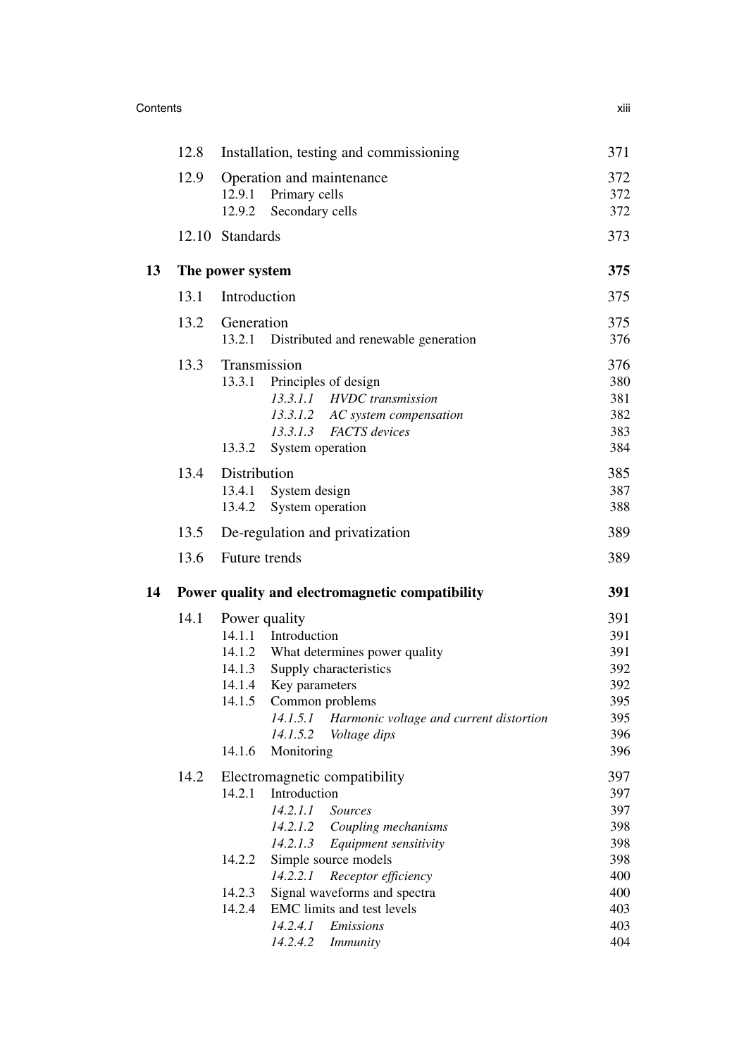| | | | |
|---|---|---|---|
| | 12.8 | Installation, testing and commissioning | 371 |
| | 12.9 | Operation and maintenance | 372 |
| | | 12.9.1 Primary cells | 372 |
| | | 12.9.2 Secondary cells | 372 |
| | 12.10 | Standards | 373 |
| **13** | **The power system** | | **375** |
| | 13.1 | Introduction | 375 |
| | 13.2 | Generation | 375 |
| | | 13.2.1 Distributed and renewable generation | 376 |
| | 13.3 | Transmission | 376 |
| | | 13.3.1 Principles of design | 380 |
| | | *13.3.1.1 HVDC transmission* | 381 |
| | | *13.3.1.2 AC system compensation* | 382 |
| | | *13.3.1.3 FACTS devices* | 383 |
| | | 13.3.2 System operation | 384 |
| | 13.4 | Distribution | 385 |
| | | 13.4.1 System design | 387 |
| | | 13.4.2 System operation | 388 |
| | 13.5 | De-regulation and privatization | 389 |
| | 13.6 | Future trends | 389 |
| **14** | **Power quality and electromagnetic compatibility** | | **391** |
| | 14.1 | Power quality | 391 |
| | | 14.1.1 Introduction | 391 |
| | | 14.1.2 What determines power quality | 391 |
| | | 14.1.3 Supply characteristics | 392 |
| | | 14.1.4 Key parameters | 392 |
| | | 14.1.5 Common problems | 395 |
| | | *14.1.5.1 Harmonic voltage and current distortion* | 395 |
| | | *14.1.5.2 Voltage dips* | 396 |
| | | 14.1.6 Monitoring | 396 |
| | 14.2 | Electromagnetic compatibility | 397 |
| | | 14.2.1 Introduction | 397 |
| | | *14.2.1.1 Sources* | 397 |
| | | *14.2.1.2 Coupling mechanisms* | 398 |
| | | *14.2.1.3 Equipment sensitivity* | 398 |
| | | 14.2.2 Simple source models | 398 |
| | | *14.2.2.1 Receptor efficiency* | 400 |
| | | 14.2.3 Signal waveforms and spectra | 400 |
| | | 14.2.4 EMC limits and test levels | 403 |
| | | *14.2.4.1 Emissions* | 403 |
| | | *14.2.4.2 Immunity* | 404 |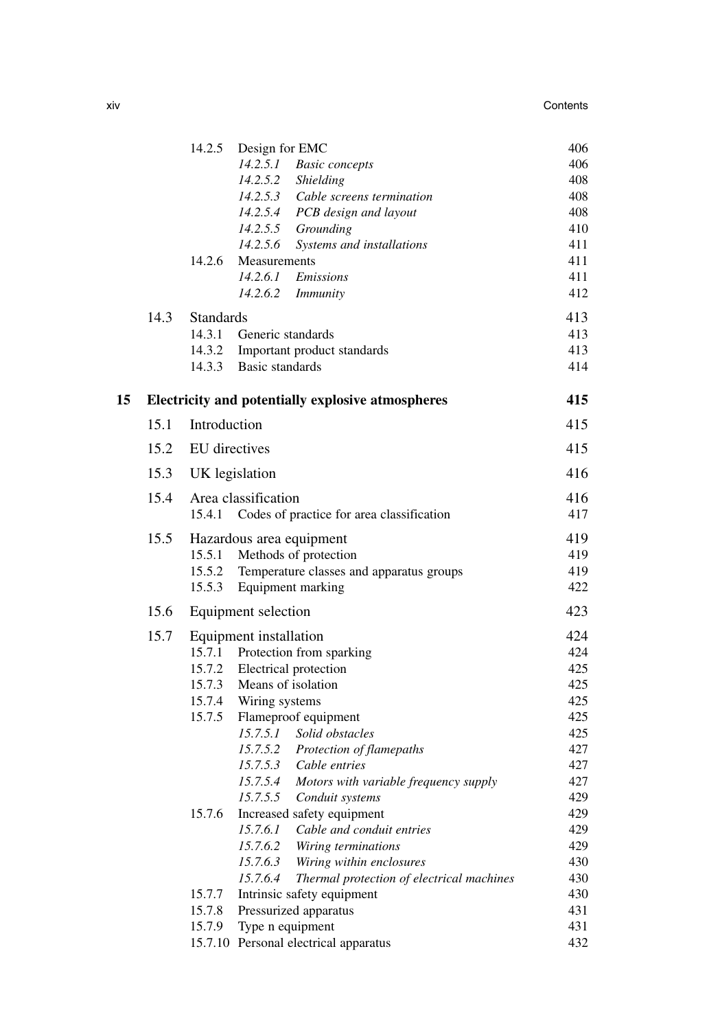| | | | |
|---|---|---|---|
| 14.2.5 | Design for EMC | | 406 |
| | *14.2.5.1* | *Basic concepts* | 406 |
| | *14.2.5.2* | *Shielding* | 408 |
| | *14.2.5.3* | *Cable screens termination* | 408 |
| | *14.2.5.4* | *PCB design and layout* | 408 |
| | *14.2.5.5* | *Grounding* | 410 |
| | *14.2.5.6* | *Systems and installations* | 411 |
| 14.2.6 | Measurements | | 411 |
| | *14.2.6.1* | *Emissions* | 411 |
| | *14.2.6.2* | *Immunity* | 412 |

**14.3 Standards** 413

| | | |
|---|---|---|
| 14.3.1 | Generic standards | 413 |
| 14.3.2 | Important product standards | 413 |
| 14.3.3 | Basic standards | 414 |

**15 Electricity and potentially explosive atmospheres** **415**

15.1 Introduction 415

15.2 EU directives 415

15.3 UK legislation 416

15.4 Area classification 416

| | | |
|---|---|---|
| 15.4.1 | Codes of practice for area classification | 417 |

15.5 Hazardous area equipment 419

| | | |
|---|---|---|
| 15.5.1 | Methods of protection | 419 |
| 15.5.2 | Temperature classes and apparatus groups | 419 |
| 15.5.3 | Equipment marking | 422 |

15.6 Equipment selection 423

15.7 Equipment installation 424

| | | | |
|---|---|---|---|
| 15.7.1 | Protection from sparking | | 424 |
| 15.7.2 | Electrical protection | | 425 |
| 15.7.3 | Means of isolation | | 425 |
| 15.7.4 | Wiring systems | | 425 |
| 15.7.5 | Flameproof equipment | | 425 |
| | *15.7.5.1* | *Solid obstacles* | 425 |
| | *15.7.5.2* | *Protection of flamepaths* | 427 |
| | *15.7.5.3* | *Cable entries* | 427 |
| | *15.7.5.4* | *Motors with variable frequency supply* | 427 |
| | *15.7.5.5* | *Conduit systems* | 429 |
| 15.7.6 | Increased safety equipment | | 429 |
| | *15.7.6.1* | *Cable and conduit entries* | 429 |
| | *15.7.6.2* | *Wiring terminations* | 429 |
| | *15.7.6.3* | *Wiring within enclosures* | 430 |
| | *15.7.6.4* | *Thermal protection of electrical machines* | 430 |
| 15.7.7 | Intrinsic safety equipment | | 430 |
| 15.7.8 | Pressurized apparatus | | 431 |
| 15.7.9 | Type n equipment | | 431 |
| 15.7.10 | Personal electrical apparatus | | 432 |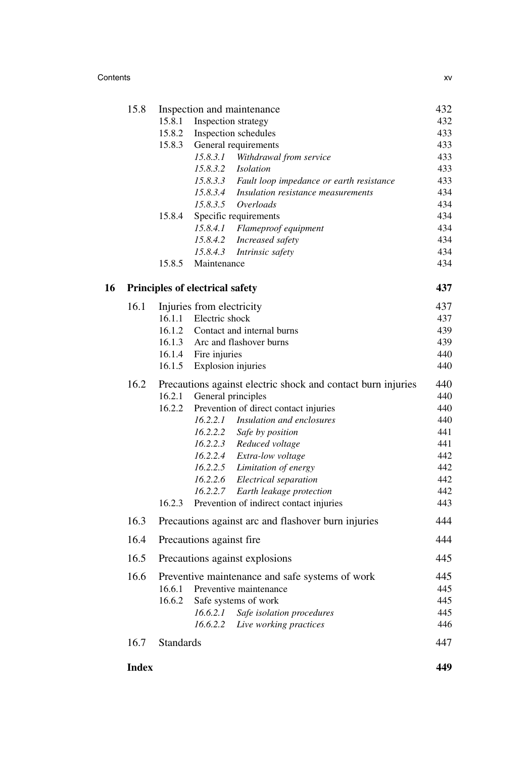| | | | |
|---|---|---|---|
| 15.8 | Inspection and maintenance | | 432 |
| | 15.8.1 | Inspection strategy | 432 |
| | 15.8.2 | Inspection schedules | 433 |
| | 15.8.3 | General requirements | 433 |
| | | *15.8.3.1 Withdrawal from service* | 433 |
| | | *15.8.3.2 Isolation* | 433 |
| | | *15.8.3.3 Fault loop impedance or earth resistance* | 433 |
| | | *15.8.3.4 Insulation resistance measurements* | 434 |
| | | *15.8.3.5 Overloads* | 434 |
| | 15.8.4 | Specific requirements | 434 |
| | | *15.8.4.1 Flameproof equipment* | 434 |
| | | *15.8.4.2 Increased safety* | 434 |
| | | *15.8.4.3 Intrinsic safety* | 434 |
| | 15.8.5 | Maintenance | 434 |

**16 Principles of electrical safety** **437**

| | | | |
|---|---|---|---|
| 16.1 | Injuries from electricity | | 437 |
| | 16.1.1 | Electric shock | 437 |
| | 16.1.2 | Contact and internal burns | 439 |
| | 16.1.3 | Arc and flashover burns | 439 |
| | 16.1.4 | Fire injuries | 440 |
| | 16.1.5 | Explosion injuries | 440 |
| 16.2 | Precautions against electric shock and contact burn injuries | | 440 |
| | 16.2.1 | General principles | 440 |
| | 16.2.2 | Prevention of direct contact injuries | 440 |
| | | *16.2.2.1 Insulation and enclosures* | 440 |
| | | *16.2.2.2 Safe by position* | 441 |
| | | *16.2.2.3 Reduced voltage* | 441 |
| | | *16.2.2.4 Extra-low voltage* | 442 |
| | | *16.2.2.5 Limitation of energy* | 442 |
| | | *16.2.2.6 Electrical separation* | 442 |
| | | *16.2.2.7 Earth leakage protection* | 442 |
| | 16.2.3 | Prevention of indirect contact injuries | 443 |
| 16.3 | Precautions against arc and flashover burn injuries | | 444 |
| 16.4 | Precautions against fire | | 444 |
| 16.5 | Precautions against explosions | | 445 |
| 16.6 | Preventive maintenance and safe systems of work | | 445 |
| | 16.6.1 | Preventive maintenance | 445 |
| | 16.6.2 | Safe systems of work | 445 |
| | | *16.6.2.1 Safe isolation procedures* | 445 |
| | | *16.6.2.2 Live working practices* | 446 |
| 16.7 | Standards | | 447 |

**Index** **449**